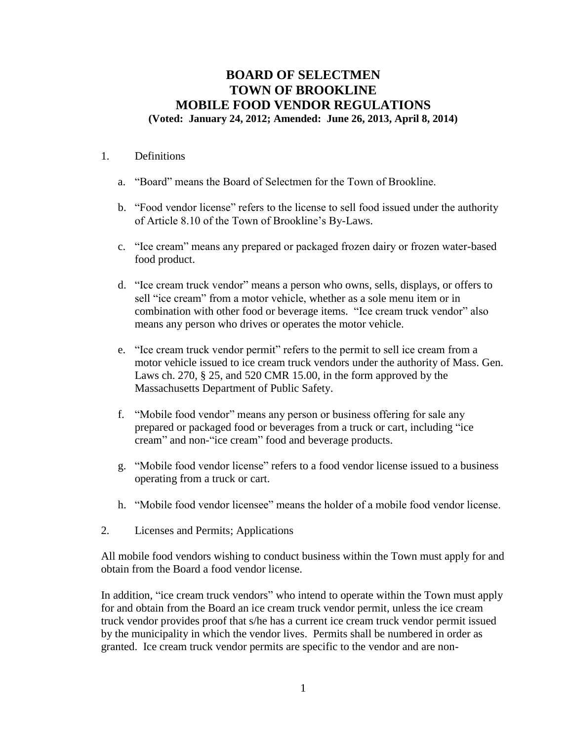# BOARD OF SELECTMEN
# TOWN OF BROOKLINE
# MOBILE FOOD VENDOR REGULATIONS

**(Voted: January 24, 2012; Amended: June 26, 2013, April 8, 2014)**

1. Definitions

   a. "Board" means the Board of Selectmen for the Town of Brookline.

   b. "Food vendor license" refers to the license to sell food issued under the authority of Article 8.10 of the Town of Brookline's By-Laws.

   c. "Ice cream" means any prepared or packaged frozen dairy or frozen water-based food product.

   d. "Ice cream truck vendor" means a person who owns, sells, displays, or offers to sell "ice cream" from a motor vehicle, whether as a sole menu item or in combination with other food or beverage items. "Ice cream truck vendor" also means any person who drives or operates the motor vehicle.

   e. "Ice cream truck vendor permit" refers to the permit to sell ice cream from a motor vehicle issued to ice cream truck vendors under the authority of Mass. Gen. Laws ch. 270, § 25, and 520 CMR 15.00, in the form approved by the Massachusetts Department of Public Safety.

   f. "Mobile food vendor" means any person or business offering for sale any prepared or packaged food or beverages from a truck or cart, including "ice cream" and non-"ice cream" food and beverage products.

   g. "Mobile food vendor license" refers to a food vendor license issued to a business operating from a truck or cart.

   h. "Mobile food vendor licensee" means the holder of a mobile food vendor license.

2. Licenses and Permits; Applications

All mobile food vendors wishing to conduct business within the Town must apply for and obtain from the Board a food vendor license.

In addition, "ice cream truck vendors" who intend to operate within the Town must apply for and obtain from the Board an ice cream truck vendor permit, unless the ice cream truck vendor provides proof that s/he has a current ice cream truck vendor permit issued by the municipality in which the vendor lives. Permits shall be numbered in order as granted. Ice cream truck vendor permits are specific to the vendor and are non-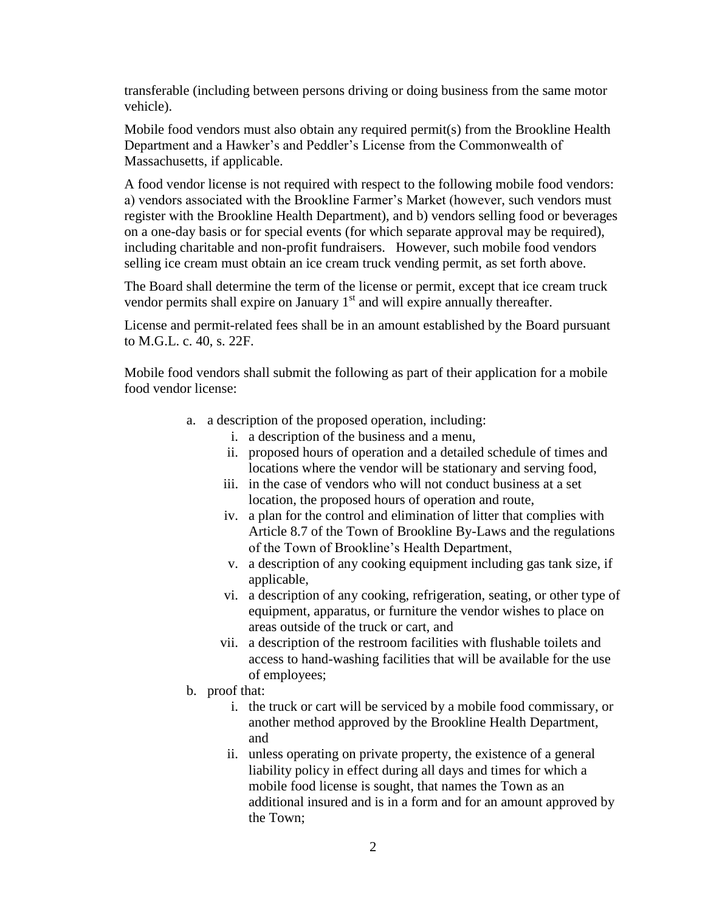transferable (including between persons driving or doing business from the same motor vehicle).

Mobile food vendors must also obtain any required permit(s) from the Brookline Health Department and a Hawker's and Peddler's License from the Commonwealth of Massachusetts, if applicable.

A food vendor license is not required with respect to the following mobile food vendors: a) vendors associated with the Brookline Farmer's Market (however, such vendors must register with the Brookline Health Department), and b) vendors selling food or beverages on a one-day basis or for special events (for which separate approval may be required), including charitable and non-profit fundraisers. However, such mobile food vendors selling ice cream must obtain an ice cream truck vending permit, as set forth above.

The Board shall determine the term of the license or permit, except that ice cream truck vendor permits shall expire on January 1st and will expire annually thereafter.

License and permit-related fees shall be in an amount established by the Board pursuant to M.G.L. c. 40, s. 22F.

Mobile food vendors shall submit the following as part of their application for a mobile food vendor license:

a. a description of the proposed operation, including:
   i. a description of the business and a menu,
   ii. proposed hours of operation and a detailed schedule of times and locations where the vendor will be stationary and serving food,
   iii. in the case of vendors who will not conduct business at a set location, the proposed hours of operation and route,
   iv. a plan for the control and elimination of litter that complies with Article 8.7 of the Town of Brookline By-Laws and the regulations of the Town of Brookline's Health Department,
   v. a description of any cooking equipment including gas tank size, if applicable,
   vi. a description of any cooking, refrigeration, seating, or other type of equipment, apparatus, or furniture the vendor wishes to place on areas outside of the truck or cart, and
   vii. a description of the restroom facilities with flushable toilets and access to hand-washing facilities that will be available for the use of employees;
b. proof that:
   i. the truck or cart will be serviced by a mobile food commissary, or another method approved by the Brookline Health Department, and
   ii. unless operating on private property, the existence of a general liability policy in effect during all days and times for which a mobile food license is sought, that names the Town as an additional insured and is in a form and for an amount approved by the Town;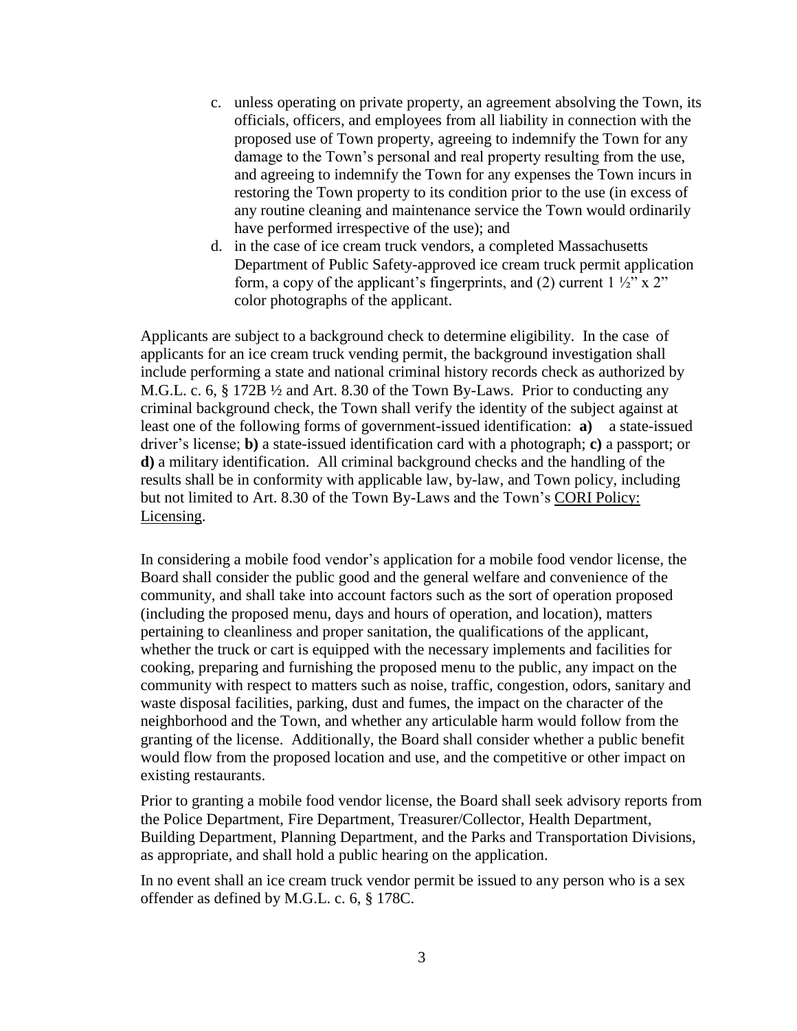c. unless operating on private property, an agreement absolving the Town, its officials, officers, and employees from all liability in connection with the proposed use of Town property, agreeing to indemnify the Town for any damage to the Town's personal and real property resulting from the use, and agreeing to indemnify the Town for any expenses the Town incurs in restoring the Town property to its condition prior to the use (in excess of any routine cleaning and maintenance service the Town would ordinarily have performed irrespective of the use); and
d. in the case of ice cream truck vendors, a completed Massachusetts Department of Public Safety-approved ice cream truck permit application form, a copy of the applicant's fingerprints, and (2) current 1 ½" x 2" color photographs of the applicant.

Applicants are subject to a background check to determine eligibility. In the case of applicants for an ice cream truck vending permit, the background investigation shall include performing a state and national criminal history records check as authorized by M.G.L. c. 6, § 172B ½ and Art. 8.30 of the Town By-Laws. Prior to conducting any criminal background check, the Town shall verify the identity of the subject against at least one of the following forms of government-issued identification: **a)** a state-issued driver's license; **b)** a state-issued identification card with a photograph; **c)** a passport; or **d)** a military identification. All criminal background checks and the handling of the results shall be in conformity with applicable law, by-law, and Town policy, including but not limited to Art. 8.30 of the Town By-Laws and the Town's CORI Policy: Licensing.

In considering a mobile food vendor's application for a mobile food vendor license, the Board shall consider the public good and the general welfare and convenience of the community, and shall take into account factors such as the sort of operation proposed (including the proposed menu, days and hours of operation, and location), matters pertaining to cleanliness and proper sanitation, the qualifications of the applicant, whether the truck or cart is equipped with the necessary implements and facilities for cooking, preparing and furnishing the proposed menu to the public, any impact on the community with respect to matters such as noise, traffic, congestion, odors, sanitary and waste disposal facilities, parking, dust and fumes, the impact on the character of the neighborhood and the Town, and whether any articulable harm would follow from the granting of the license. Additionally, the Board shall consider whether a public benefit would flow from the proposed location and use, and the competitive or other impact on existing restaurants.

Prior to granting a mobile food vendor license, the Board shall seek advisory reports from the Police Department, Fire Department, Treasurer/Collector, Health Department, Building Department, Planning Department, and the Parks and Transportation Divisions, as appropriate, and shall hold a public hearing on the application.

In no event shall an ice cream truck vendor permit be issued to any person who is a sex offender as defined by M.G.L. c. 6, § 178C.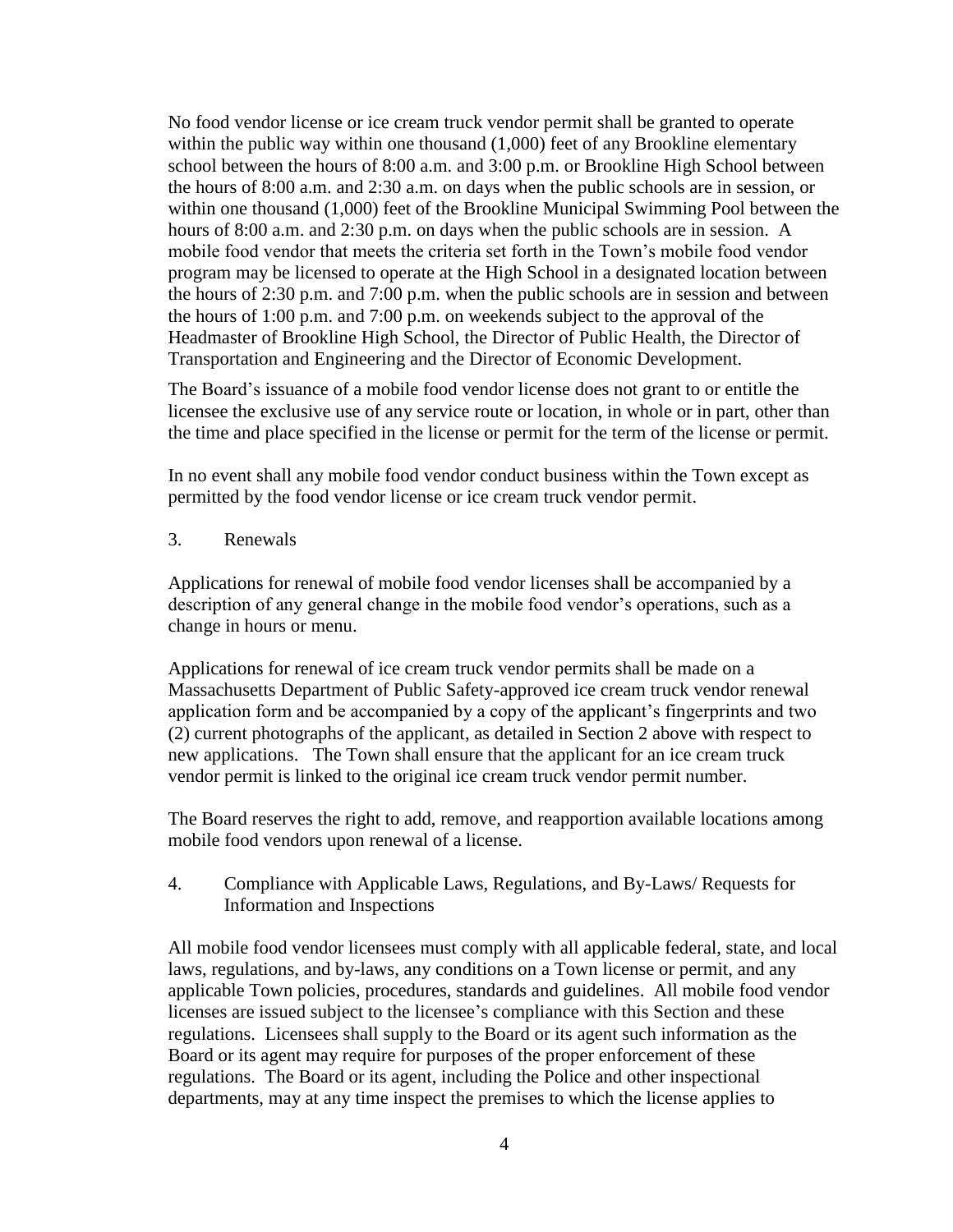No food vendor license or ice cream truck vendor permit shall be granted to operate within the public way within one thousand (1,000) feet of any Brookline elementary school between the hours of 8:00 a.m. and 3:00 p.m. or Brookline High School between the hours of 8:00 a.m. and 2:30 a.m. on days when the public schools are in session, or within one thousand (1,000) feet of the Brookline Municipal Swimming Pool between the hours of 8:00 a.m. and 2:30 p.m. on days when the public schools are in session. A mobile food vendor that meets the criteria set forth in the Town's mobile food vendor program may be licensed to operate at the High School in a designated location between the hours of 2:30 p.m. and 7:00 p.m. when the public schools are in session and between the hours of 1:00 p.m. and 7:00 p.m. on weekends subject to the approval of the Headmaster of Brookline High School, the Director of Public Health, the Director of Transportation and Engineering and the Director of Economic Development.

The Board's issuance of a mobile food vendor license does not grant to or entitle the licensee the exclusive use of any service route or location, in whole or in part, other than the time and place specified in the license or permit for the term of the license or permit.

In no event shall any mobile food vendor conduct business within the Town except as permitted by the food vendor license or ice cream truck vendor permit.

## 3. Renewals

Applications for renewal of mobile food vendor licenses shall be accompanied by a description of any general change in the mobile food vendor's operations, such as a change in hours or menu.

Applications for renewal of ice cream truck vendor permits shall be made on a Massachusetts Department of Public Safety-approved ice cream truck vendor renewal application form and be accompanied by a copy of the applicant's fingerprints and two (2) current photographs of the applicant, as detailed in Section 2 above with respect to new applications. The Town shall ensure that the applicant for an ice cream truck vendor permit is linked to the original ice cream truck vendor permit number.

The Board reserves the right to add, remove, and reapportion available locations among mobile food vendors upon renewal of a license.

## 4. Compliance with Applicable Laws, Regulations, and By-Laws/ Requests for Information and Inspections

All mobile food vendor licensees must comply with all applicable federal, state, and local laws, regulations, and by-laws, any conditions on a Town license or permit, and any applicable Town policies, procedures, standards and guidelines. All mobile food vendor licenses are issued subject to the licensee's compliance with this Section and these regulations. Licensees shall supply to the Board or its agent such information as the Board or its agent may require for purposes of the proper enforcement of these regulations. The Board or its agent, including the Police and other inspectional departments, may at any time inspect the premises to which the license applies to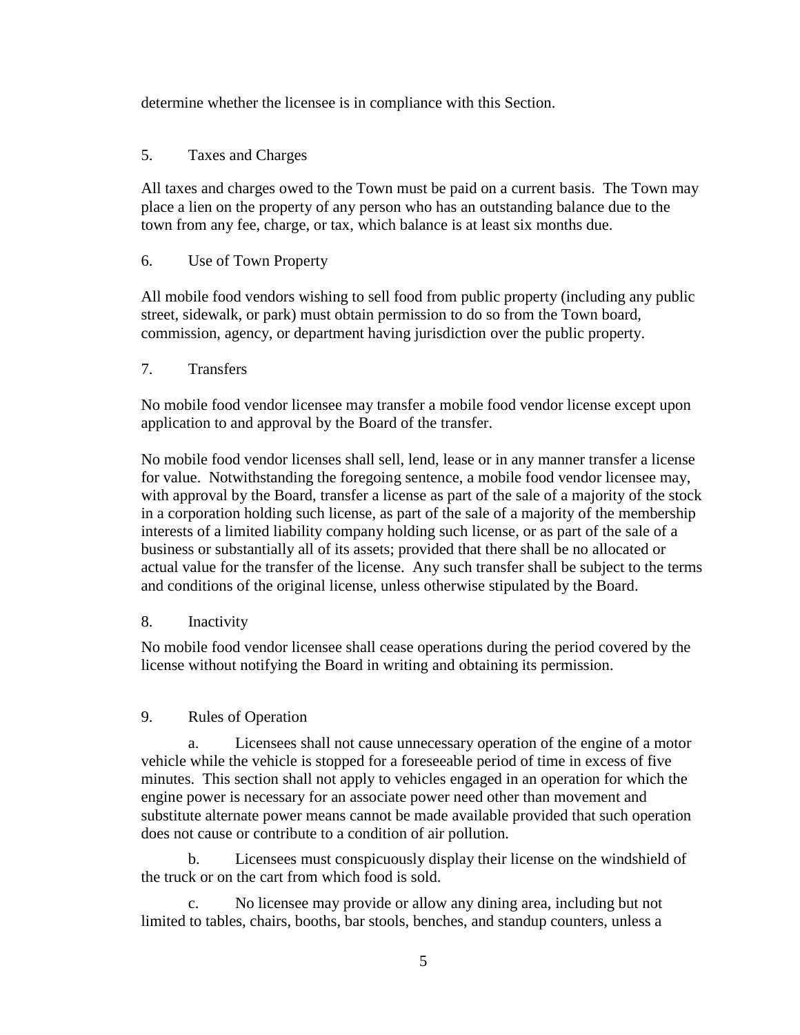determine whether the licensee is in compliance with this Section.

5. Taxes and Charges

All taxes and charges owed to the Town must be paid on a current basis. The Town may place a lien on the property of any person who has an outstanding balance due to the town from any fee, charge, or tax, which balance is at least six months due.

6. Use of Town Property

All mobile food vendors wishing to sell food from public property (including any public street, sidewalk, or park) must obtain permission to do so from the Town board, commission, agency, or department having jurisdiction over the public property.

7. Transfers

No mobile food vendor licensee may transfer a mobile food vendor license except upon application to and approval by the Board of the transfer.

No mobile food vendor licenses shall sell, lend, lease or in any manner transfer a license for value. Notwithstanding the foregoing sentence, a mobile food vendor licensee may, with approval by the Board, transfer a license as part of the sale of a majority of the stock in a corporation holding such license, as part of the sale of a majority of the membership interests of a limited liability company holding such license, or as part of the sale of a business or substantially all of its assets; provided that there shall be no allocated or actual value for the transfer of the license. Any such transfer shall be subject to the terms and conditions of the original license, unless otherwise stipulated by the Board.

8. Inactivity

No mobile food vendor licensee shall cease operations during the period covered by the license without notifying the Board in writing and obtaining its permission.

9. Rules of Operation

a. Licensees shall not cause unnecessary operation of the engine of a motor vehicle while the vehicle is stopped for a foreseeable period of time in excess of five minutes. This section shall not apply to vehicles engaged in an operation for which the engine power is necessary for an associate power need other than movement and substitute alternate power means cannot be made available provided that such operation does not cause or contribute to a condition of air pollution.

b. Licensees must conspicuously display their license on the windshield of the truck or on the cart from which food is sold.

c. No licensee may provide or allow any dining area, including but not limited to tables, chairs, booths, bar stools, benches, and standup counters, unless a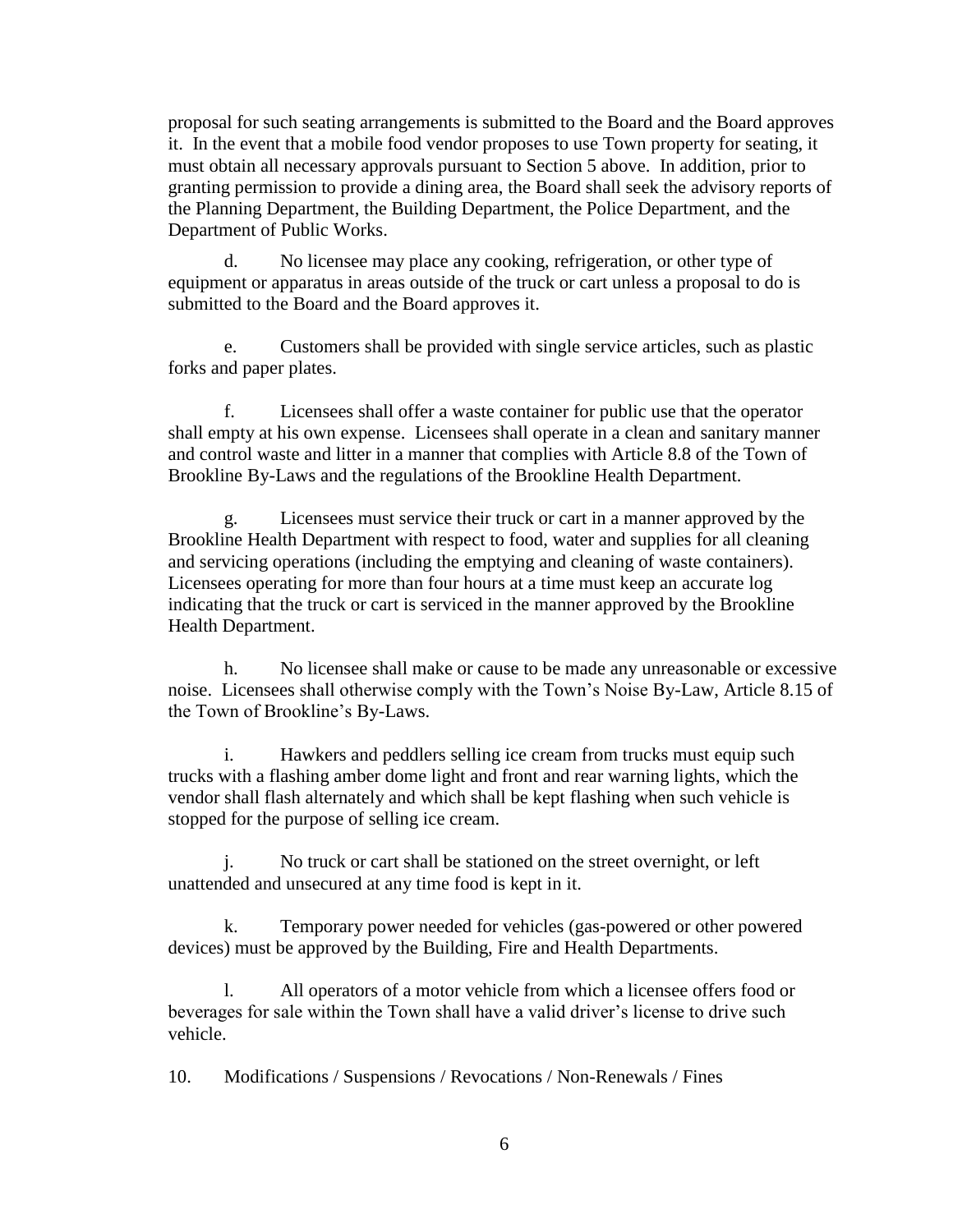proposal for such seating arrangements is submitted to the Board and the Board approves it. In the event that a mobile food vendor proposes to use Town property for seating, it must obtain all necessary approvals pursuant to Section 5 above. In addition, prior to granting permission to provide a dining area, the Board shall seek the advisory reports of the Planning Department, the Building Department, the Police Department, and the Department of Public Works.

d. No licensee may place any cooking, refrigeration, or other type of equipment or apparatus in areas outside of the truck or cart unless a proposal to do is submitted to the Board and the Board approves it.

e. Customers shall be provided with single service articles, such as plastic forks and paper plates.

f. Licensees shall offer a waste container for public use that the operator shall empty at his own expense. Licensees shall operate in a clean and sanitary manner and control waste and litter in a manner that complies with Article 8.8 of the Town of Brookline By-Laws and the regulations of the Brookline Health Department.

g. Licensees must service their truck or cart in a manner approved by the Brookline Health Department with respect to food, water and supplies for all cleaning and servicing operations (including the emptying and cleaning of waste containers). Licensees operating for more than four hours at a time must keep an accurate log indicating that the truck or cart is serviced in the manner approved by the Brookline Health Department.

h. No licensee shall make or cause to be made any unreasonable or excessive noise. Licensees shall otherwise comply with the Town's Noise By-Law, Article 8.15 of the Town of Brookline's By-Laws.

i. Hawkers and peddlers selling ice cream from trucks must equip such trucks with a flashing amber dome light and front and rear warning lights, which the vendor shall flash alternately and which shall be kept flashing when such vehicle is stopped for the purpose of selling ice cream.

j. No truck or cart shall be stationed on the street overnight, or left unattended and unsecured at any time food is kept in it.

k. Temporary power needed for vehicles (gas-powered or other powered devices) must be approved by the Building, Fire and Health Departments.

l. All operators of a motor vehicle from which a licensee offers food or beverages for sale within the Town shall have a valid driver's license to drive such vehicle.

10. Modifications / Suspensions / Revocations / Non-Renewals / Fines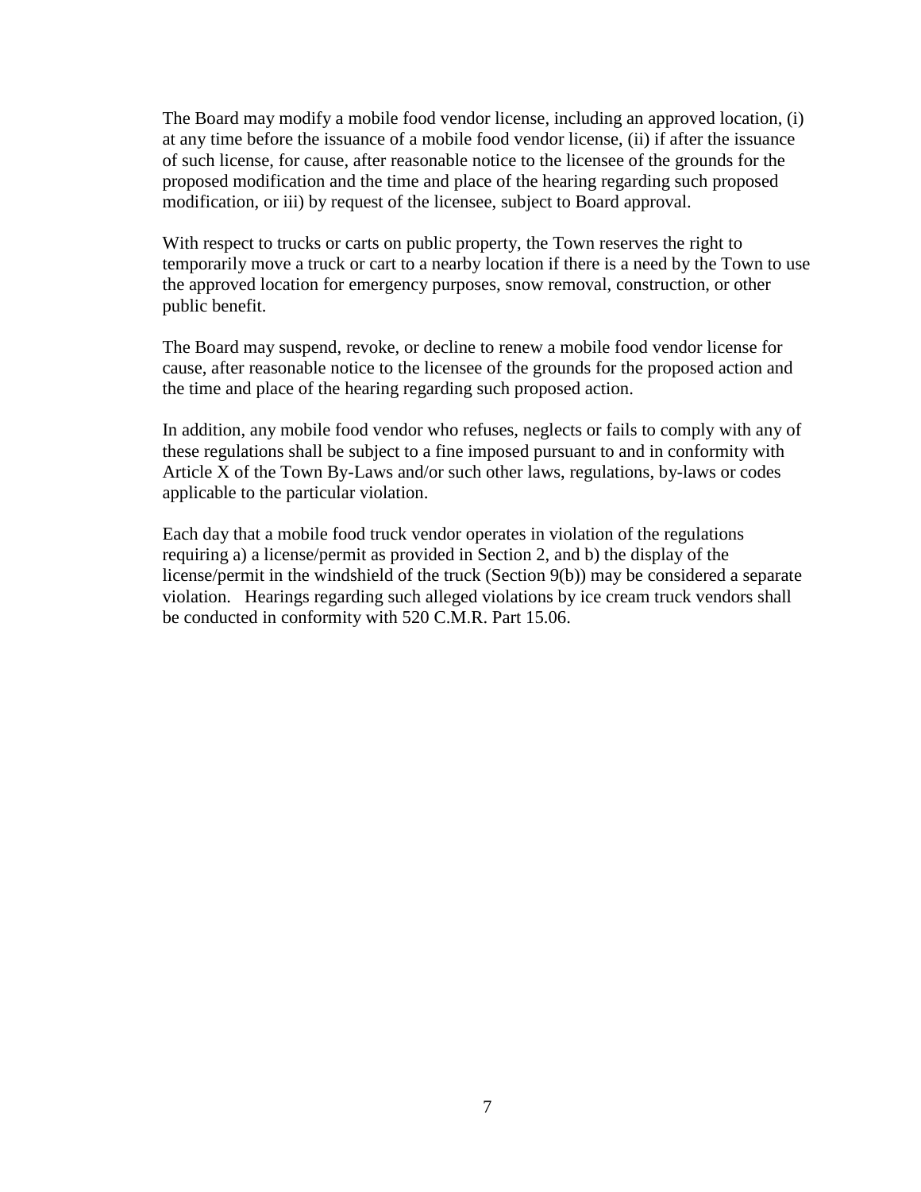The Board may modify a mobile food vendor license, including an approved location, (i) at any time before the issuance of a mobile food vendor license, (ii) if after the issuance of such license, for cause, after reasonable notice to the licensee of the grounds for the proposed modification and the time and place of the hearing regarding such proposed modification, or iii) by request of the licensee, subject to Board approval.

With respect to trucks or carts on public property, the Town reserves the right to temporarily move a truck or cart to a nearby location if there is a need by the Town to use the approved location for emergency purposes, snow removal, construction, or other public benefit.

The Board may suspend, revoke, or decline to renew a mobile food vendor license for cause, after reasonable notice to the licensee of the grounds for the proposed action and the time and place of the hearing regarding such proposed action.

In addition, any mobile food vendor who refuses, neglects or fails to comply with any of these regulations shall be subject to a fine imposed pursuant to and in conformity with Article X of the Town By-Laws and/or such other laws, regulations, by-laws or codes applicable to the particular violation.

Each day that a mobile food truck vendor operates in violation of the regulations requiring a) a license/permit as provided in Section 2, and b) the display of the license/permit in the windshield of the truck (Section 9(b)) may be considered a separate violation. Hearings regarding such alleged violations by ice cream truck vendors shall be conducted in conformity with 520 C.M.R. Part 15.06.